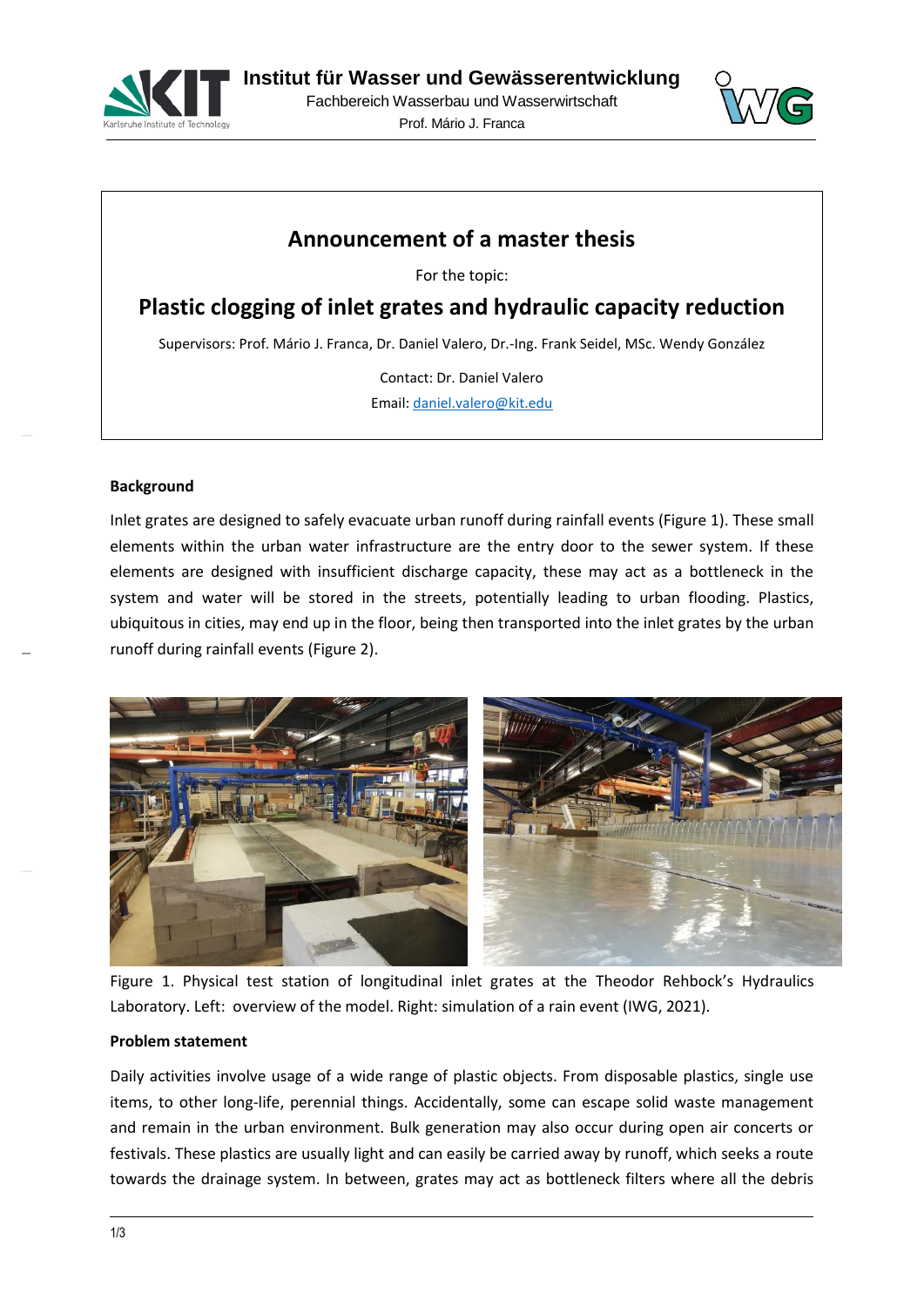Institut für Wasser und Gewässerentwicklung
Fachbereich Wasserbau und Wasserwirtschaft
Prof. Mário J. Franca

# Announcement of a master thesis

For the topic:

## Plastic clogging of inlet grates and hydraulic capacity reduction

Supervisors: Prof. Mário J. Franca, Dr. Daniel Valero, Dr.-Ing. Frank Seidel, MSc. Wendy González

Contact: Dr. Daniel Valero
Email: daniel.valero@kit.edu

### Background

Inlet grates are designed to safely evacuate urban runoff during rainfall events (Figure 1). These small elements within the urban water infrastructure are the entry door to the sewer system. If these elements are designed with insufficient discharge capacity, these may act as a bottleneck in the system and water will be stored in the streets, potentially leading to urban flooding. Plastics, ubiquitous in cities, may end up in the floor, being then transported into the inlet grates by the urban runoff during rainfall events (Figure 2).

Figure 1. Physical test station of longitudinal inlet grates at the Theodor Rehbock's Hydraulics Laboratory. Left: overview of the model. Right: simulation of a rain event (IWG, 2021).

### Problem statement

Daily activities involve usage of a wide range of plastic objects. From disposable plastics, single use items, to other long-life, perennial things. Accidentally, some can escape solid waste management and remain in the urban environment. Bulk generation may also occur during open air concerts or festivals. These plastics are usually light and can easily be carried away by runoff, which seeks a route towards the drainage system. In between, grates may act as bottleneck filters where all the debris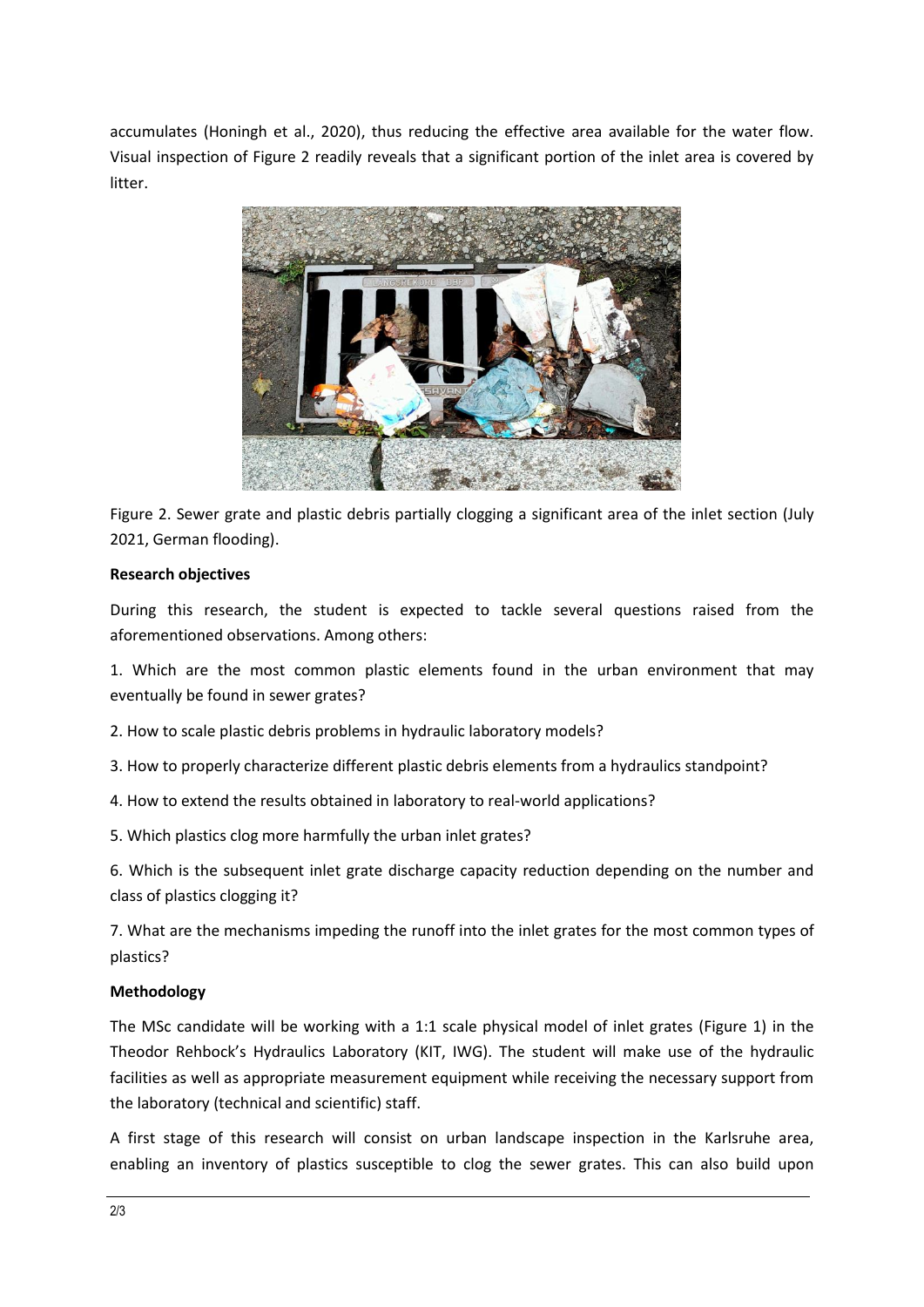accumulates (Honingh et al., 2020), thus reducing the effective area available for the water flow. Visual inspection of Figure 2 readily reveals that a significant portion of the inlet area is covered by litter.

Figure 2. Sewer grate and plastic debris partially clogging a significant area of the inlet section (July 2021, German flooding).

**Research objectives**

During this research, the student is expected to tackle several questions raised from the aforementioned observations. Among others:

1. Which are the most common plastic elements found in the urban environment that may eventually be found in sewer grates?

2. How to scale plastic debris problems in hydraulic laboratory models?

3. How to properly characterize different plastic debris elements from a hydraulics standpoint?

4. How to extend the results obtained in laboratory to real-world applications?

5. Which plastics clog more harmfully the urban inlet grates?

6. Which is the subsequent inlet grate discharge capacity reduction depending on the number and class of plastics clogging it?

7. What are the mechanisms impeding the runoff into the inlet grates for the most common types of plastics?

**Methodology**

The MSc candidate will be working with a 1:1 scale physical model of inlet grates (Figure 1) in the Theodor Rehbock's Hydraulics Laboratory (KIT, IWG). The student will make use of the hydraulic facilities as well as appropriate measurement equipment while receiving the necessary support from the laboratory (technical and scientific) staff.

A first stage of this research will consist on urban landscape inspection in the Karlsruhe area, enabling an inventory of plastics susceptible to clog the sewer grates. This can also build upon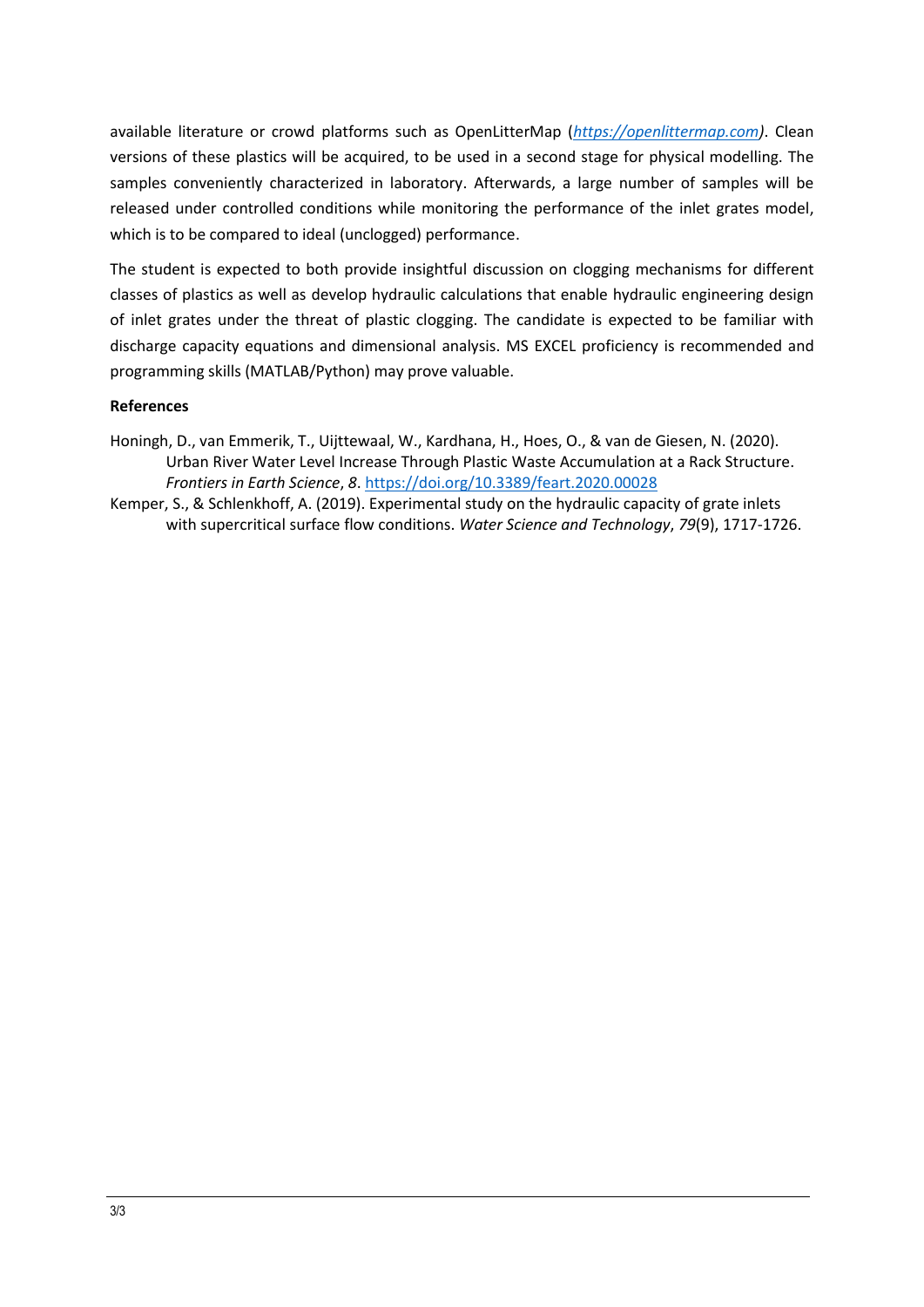available literature or crowd platforms such as OpenLitterMap (*https://openlittermap.com)*. Clean versions of these plastics will be acquired, to be used in a second stage for physical modelling. The samples conveniently characterized in laboratory. Afterwards, a large number of samples will be released under controlled conditions while monitoring the performance of the inlet grates model, which is to be compared to ideal (unclogged) performance.

The student is expected to both provide insightful discussion on clogging mechanisms for different classes of plastics as well as develop hydraulic calculations that enable hydraulic engineering design of inlet grates under the threat of plastic clogging. The candidate is expected to be familiar with discharge capacity equations and dimensional analysis. MS EXCEL proficiency is recommended and programming skills (MATLAB/Python) may prove valuable.

**References**

Honingh, D., van Emmerik, T., Uijttewaal, W., Kardhana, H., Hoes, O., & van de Giesen, N. (2020). Urban River Water Level Increase Through Plastic Waste Accumulation at a Rack Structure. *Frontiers in Earth Science*, *8*. https://doi.org/10.3389/feart.2020.00028

Kemper, S., & Schlenkhoff, A. (2019). Experimental study on the hydraulic capacity of grate inlets with supercritical surface flow conditions. *Water Science and Technology*, *79*(9), 1717-1726.